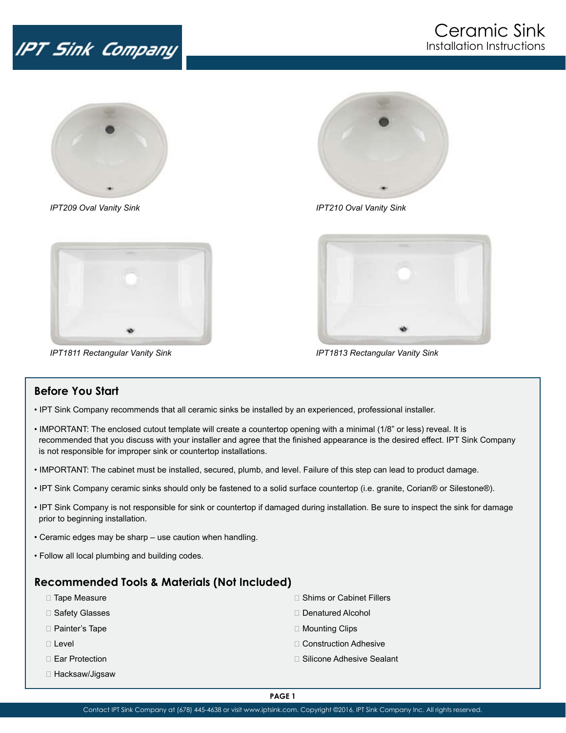# Ceramic Sink

Installation Instructions

*IPT209 Oval Vanity Sink*

*IPT210 Oval Vanity Sink*

*IPT1811 Rectangular Vanity Sink*

*IPT1813 Rectangular Vanity Sink*

## Before You Start

- IPT Sink Company recommends that all ceramic sinks be installed by an experienced, professional installer.
- IMPORTANT: The enclosed cutout template will create a countertop opening with a minimal (1/8" or less) reveal. It is recommended that you discuss with your installer and agree that the finished appearance is the desired effect. IPT Sink Company is not responsible for improper sink or countertop installations.
- IMPORTANT: The cabinet must be installed, secured, plumb, and level. Failure of this step can lead to product damage.
- IPT Sink Company ceramic sinks should only be fastened to a solid surface countertop (i.e. granite, Corian® or Silestone®).
- IPT Sink Company is not responsible for sink or countertop if damaged during installation. Be sure to inspect the sink for damage prior to beginning installation.
- Ceramic edges may be sharp – use caution when handling.
- Follow all local plumbing and building codes.

## Recommended Tools & Materials (Not Included)

- Tape Measure
- Safety Glasses
- Painter's Tape
- Level
- Ear Protection
- Hacksaw/Jigsaw
- Shims or Cabinet Fillers
- Denatured Alcohol
- Mounting Clips
- Construction Adhesive
- Silicone Adhesive Sealant

Contact IPT Sink Company at (678) 445-4638 or visit www.iptsink.com. Copyright ©2016, IPT Sink Company Inc. All rights reserved.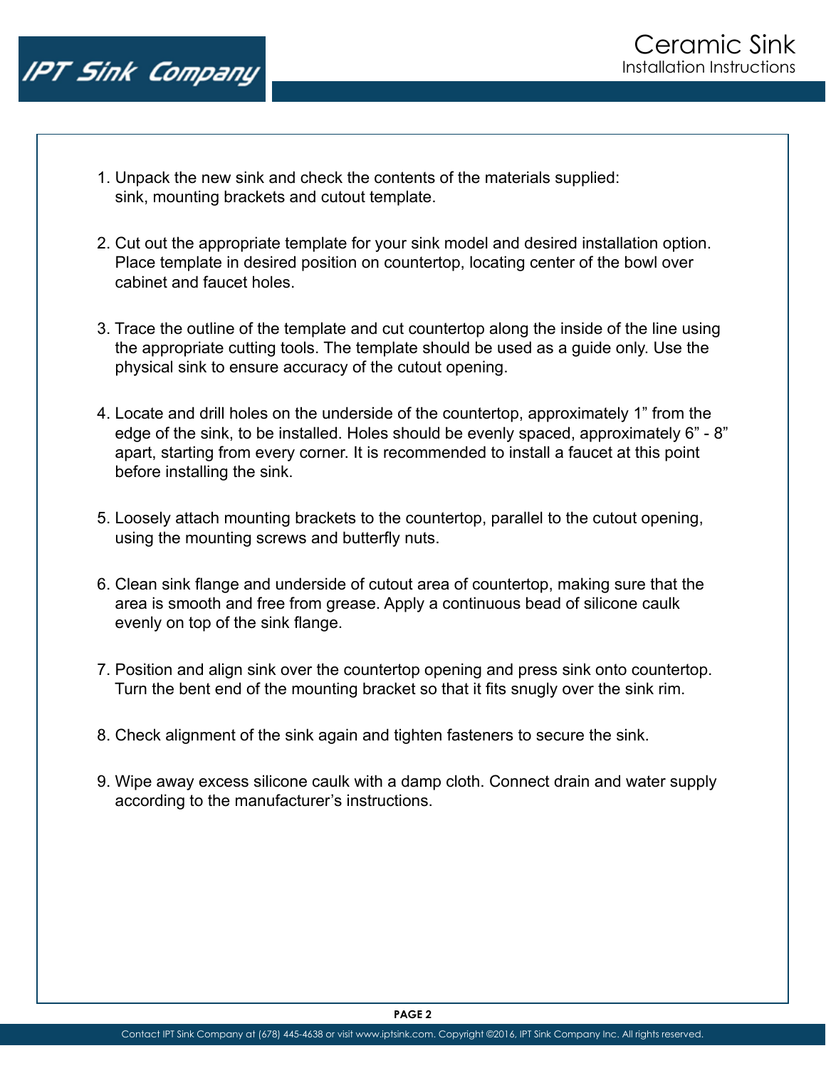1. Unpack the new sink and check the contents of the materials supplied: sink, mounting brackets and cutout template.

2. Cut out the appropriate template for your sink model and desired installation option. Place template in desired position on countertop, locating center of the bowl over cabinet and faucet holes.

3. Trace the outline of the template and cut countertop along the inside of the line using the appropriate cutting tools. The template should be used as a guide only. Use the physical sink to ensure accuracy of the cutout opening.

4. Locate and drill holes on the underside of the countertop, approximately 1" from the edge of the sink, to be installed. Holes should be evenly spaced, approximately 6" - 8" apart, starting from every corner. It is recommended to install a faucet at this point before installing the sink.

5. Loosely attach mounting brackets to the countertop, parallel to the cutout opening, using the mounting screws and butterfly nuts.

6. Clean sink flange and underside of cutout area of countertop, making sure that the area is smooth and free from grease. Apply a continuous bead of silicone caulk evenly on top of the sink flange.

7. Position and align sink over the countertop opening and press sink onto countertop. Turn the bent end of the mounting bracket so that it fits snugly over the sink rim.

8. Check alignment of the sink again and tighten fasteners to secure the sink.

9. Wipe away excess silicone caulk with a damp cloth. Connect drain and water supply according to the manufacturer's instructions.